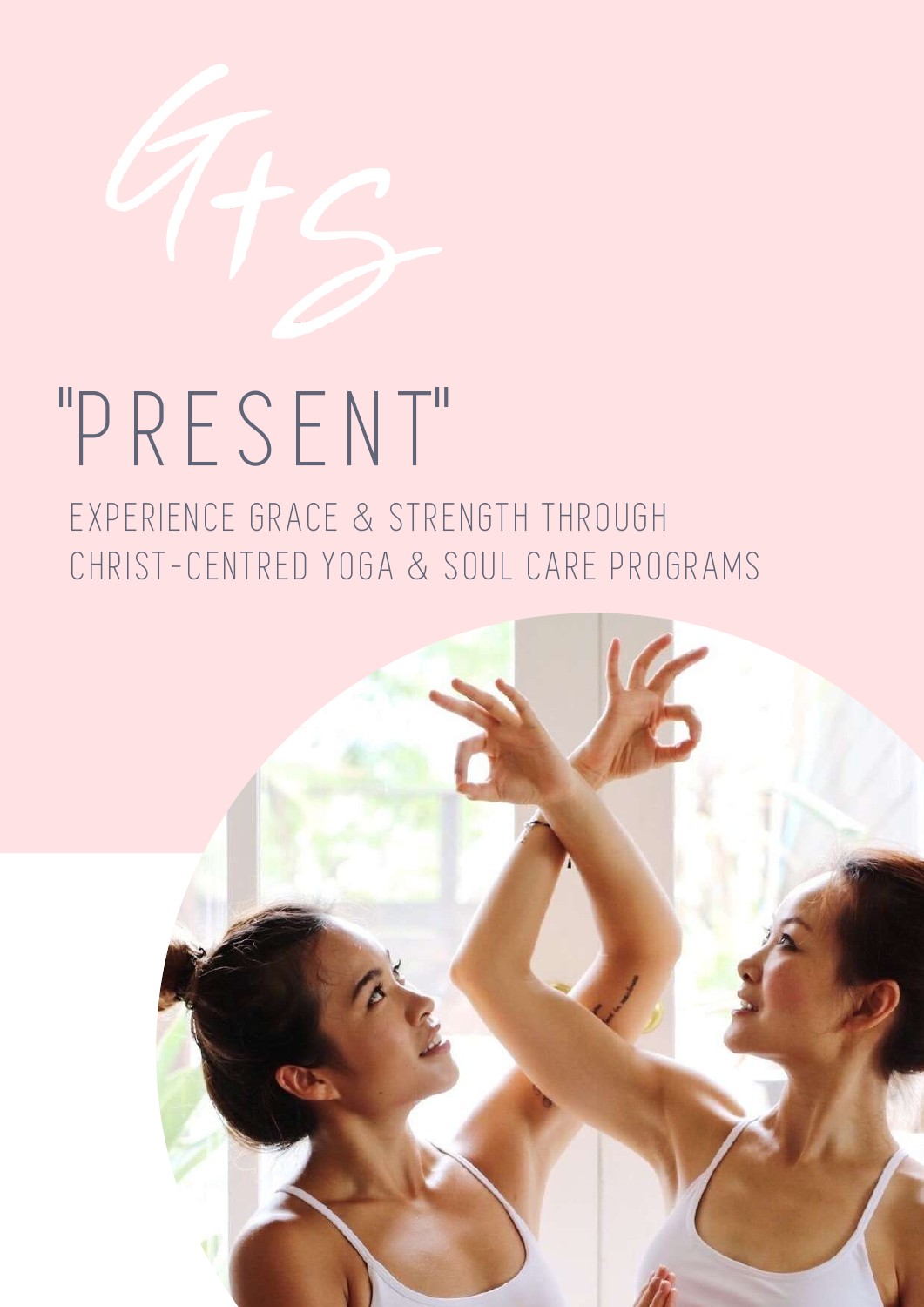G+S

# "PRESENT"

EXPERIENCE GRACE & STRENGTH THROUGH CHRIST-CENTRED YOGA & SOUL CARE PROGRAMS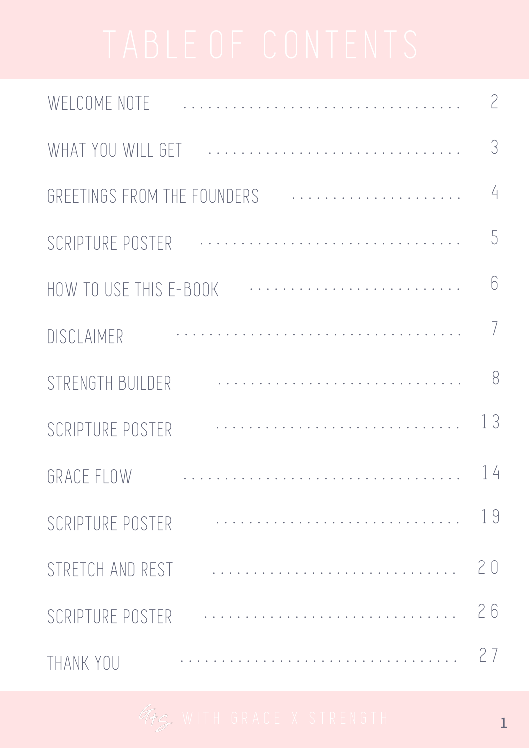# TABLE OF CONTENTS

| Section | Page |
| --- | --- |
| WELCOME NOTE | 2 |
| WHAT YOU WILL GET | 3 |
| GREETINGS FROM THE FOUNDERS | 4 |
| SCRIPTURE POSTER | 5 |
| HOW TO USE THIS E-BOOK | 6 |
| DISCLAIMER | 7 |
| STRENGTH BUILDER | 8 |
| SCRIPTURE POSTER | 13 |
| GRACE FLOW | 14 |
| SCRIPTURE POSTER | 19 |
| STRETCH AND REST | 20 |
| SCRIPTURE POSTER | 26 |
| THANK YOU | 27 |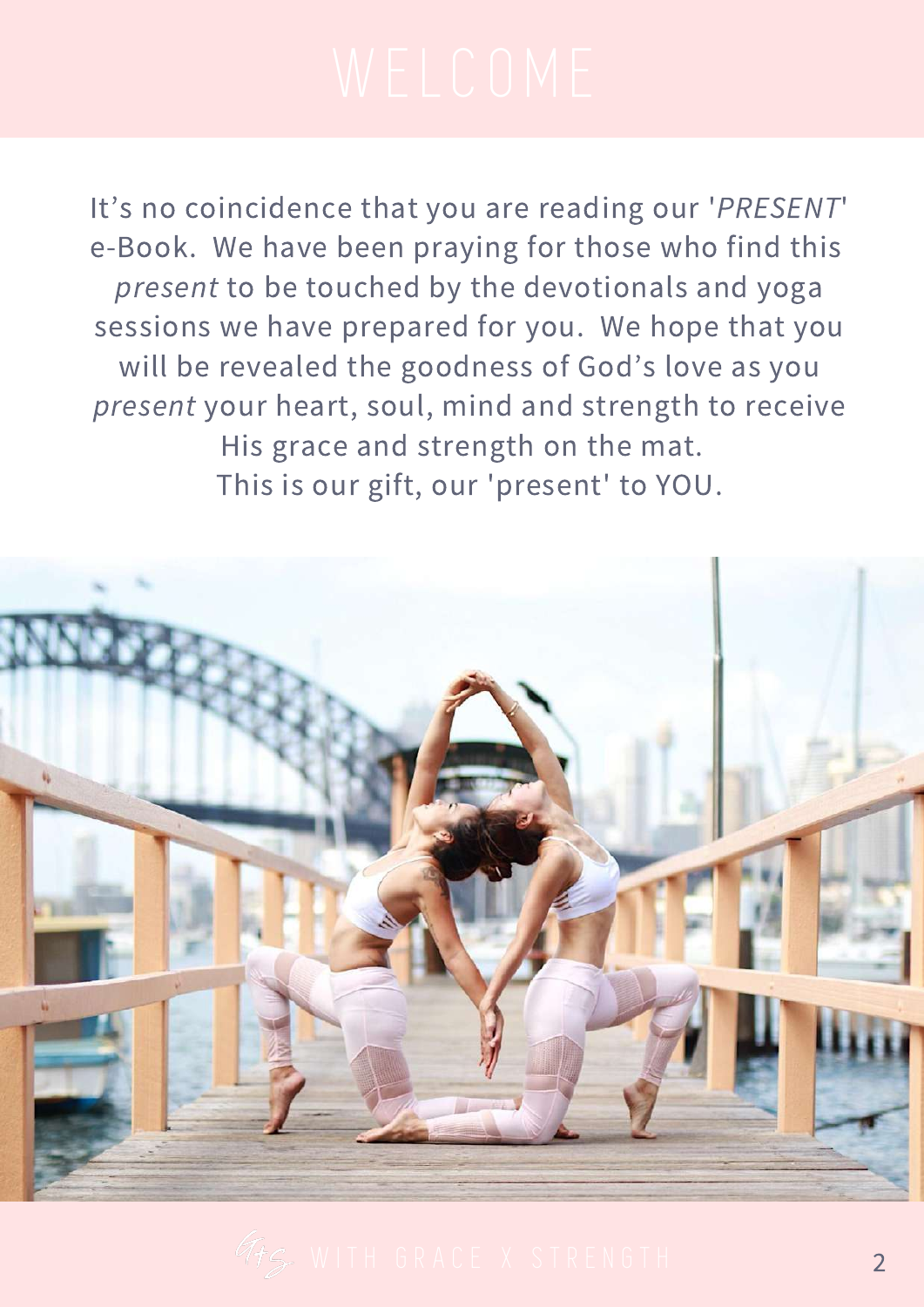# WELCOME

It's no coincidence that you are reading our '*PRESENT*' e-Book. We have been praying for those who find this *present* to be touched by the devotionals and yoga sessions we have prepared for you. We hope that you will be revealed the goodness of God's love as you *present* your heart, soul, mind and strength to receive His grace and strength on the mat.
This is our gift, our 'present' to YOU.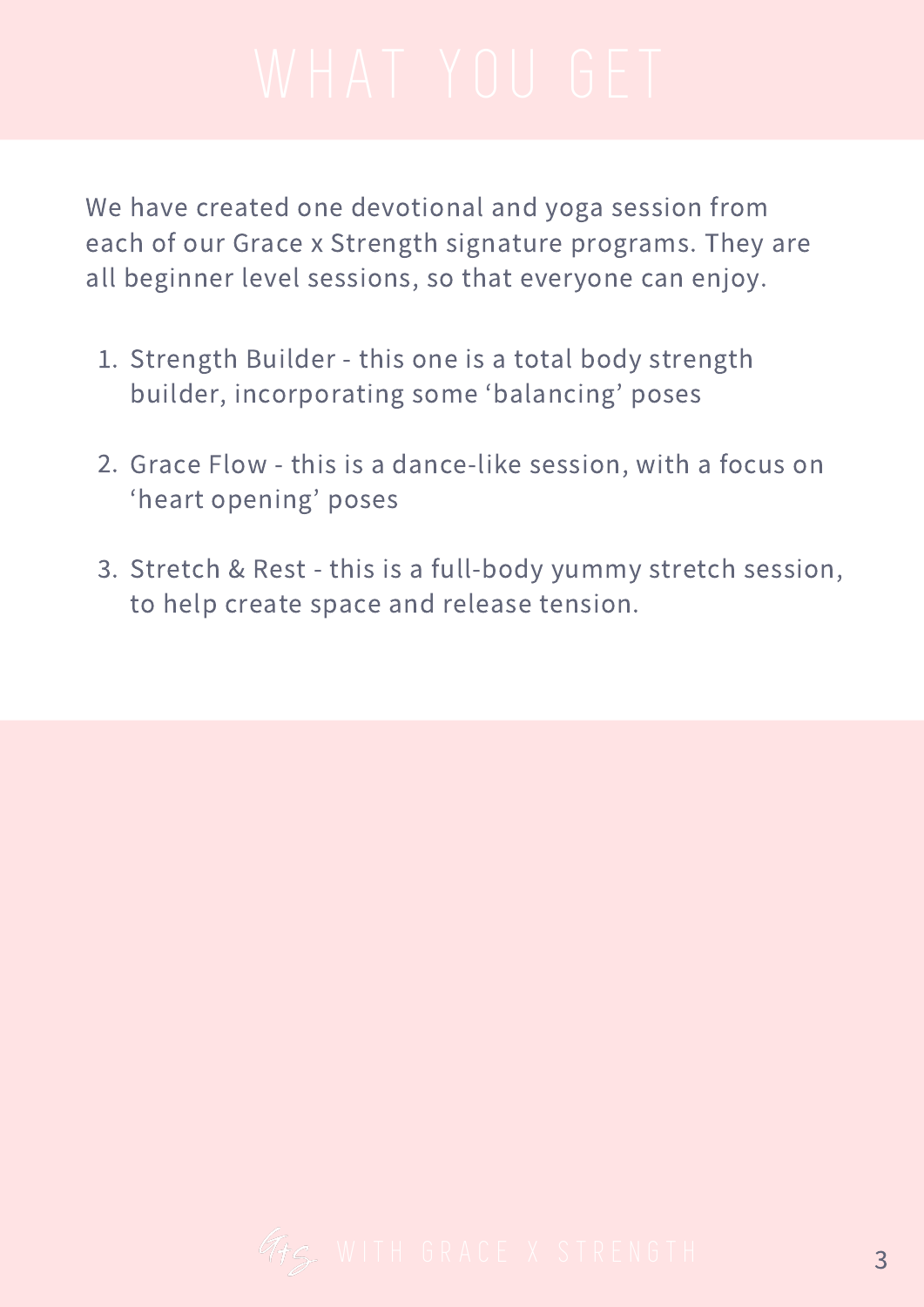# WHAT YOU GET

We have created one devotional and yoga session from each of our Grace x Strength signature programs. They are all beginner level sessions, so that everyone can enjoy.

1. Strength Builder - this one is a total body strength builder, incorporating some 'balancing' poses

2. Grace Flow - this is a dance-like session, with a focus on 'heart opening' poses

3. Stretch & Rest - this is a full-body yummy stretch session, to help create space and release tension.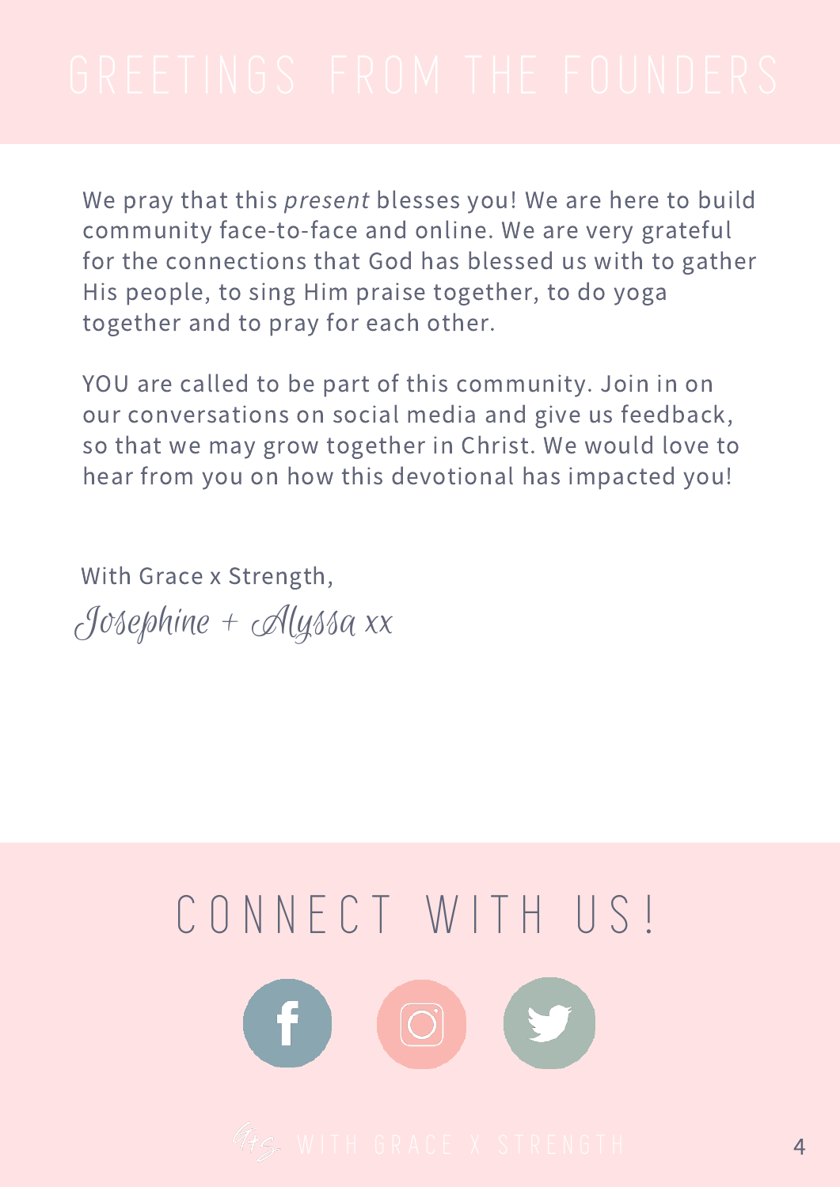# GREETINGS FROM THE FOUNDERS

We pray that this *present* blesses you! We are here to build community face-to-face and online. We are very grateful for the connections that God has blessed us with to gather His people, to sing Him praise together, to do yoga together and to pray for each other.

YOU are called to be part of this community. Join in on our conversations on social media and give us feedback, so that we may grow together in Christ. We would love to hear from you on how this devotional has impacted you!

With Grace x Strength,

*Josephine + Alyssa xx*

# CONNECT WITH US!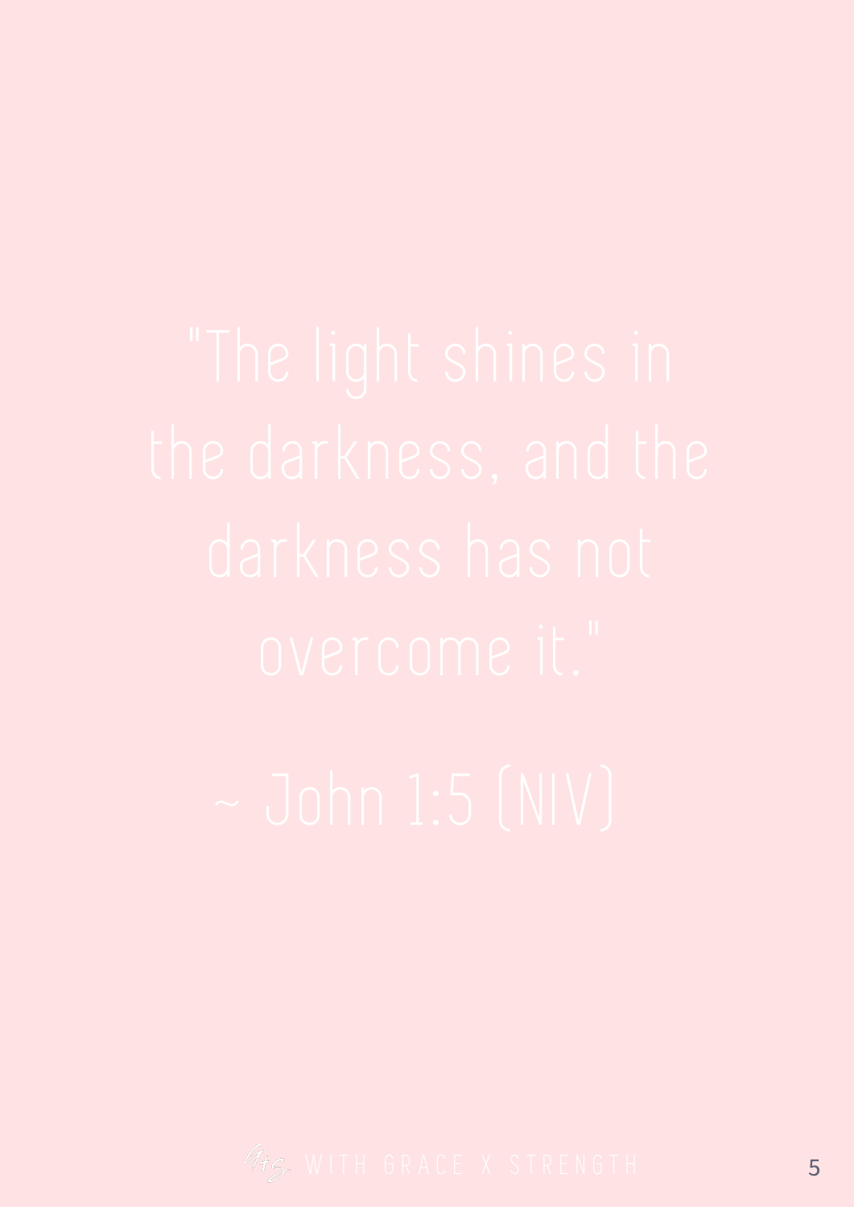"The light shines in the darkness, and the darkness has not overcome it."

~ John 1:5 (NIV)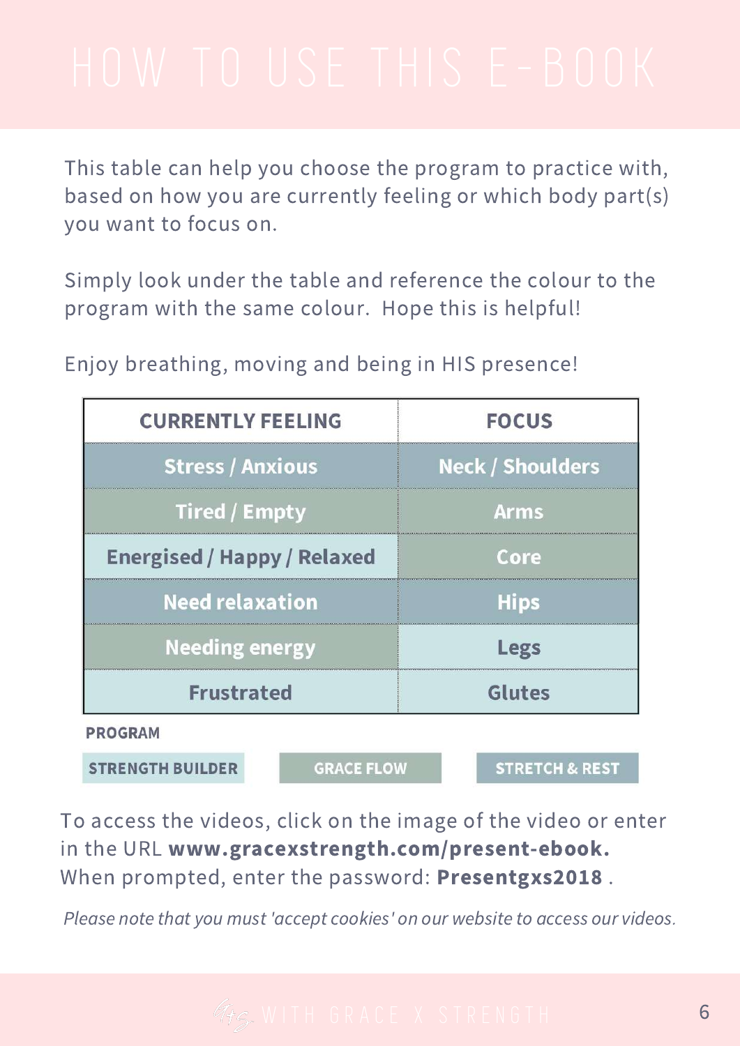# HOW TO USE THIS E-BOOK

This table can help you choose the program to practice with, based on how you are currently feeling or which body part(s) you want to focus on.

Simply look under the table and reference the colour to the program with the same colour. Hope this is helpful!

Enjoy breathing, moving and being in HIS presence!

| CURRENTLY FEELING | FOCUS |
|---|---|
| Stress / Anxious | Neck / Shoulders |
| Tired / Empty | Arms |
| Energised / Happy / Relaxed | Core |
| Need relaxation | Hips |
| Needing energy | Legs |
| Frustrated | Glutes |

**PROGRAM**

STRENGTH BUILDER | GRACE FLOW | STRETCH & REST

To access the videos, click on the image of the video or enter in the URL **www.gracexstrength.com/present-ebook.** When prompted, enter the password: **Presentgxs2018** .

*Please note that you must 'accept cookies' on our website to access our videos.*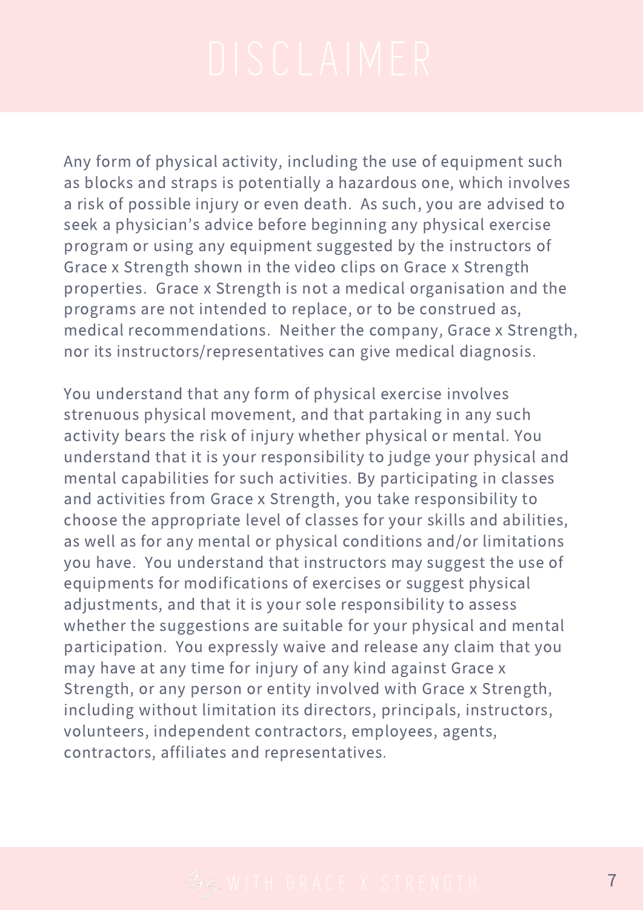# DISCLAIMER

Any form of physical activity, including the use of equipment such as blocks and straps is potentially a hazardous one, which involves a risk of possible injury or even death. As such, you are advised to seek a physician's advice before beginning any physical exercise program or using any equipment suggested by the instructors of Grace x Strength shown in the video clips on Grace x Strength properties. Grace x Strength is not a medical organisation and the programs are not intended to replace, or to be construed as, medical recommendations. Neither the company, Grace x Strength, nor its instructors/representatives can give medical diagnosis.

You understand that any form of physical exercise involves strenuous physical movement, and that partaking in any such activity bears the risk of injury whether physical or mental. You understand that it is your responsibility to judge your physical and mental capabilities for such activities. By participating in classes and activities from Grace x Strength, you take responsibility to choose the appropriate level of classes for your skills and abilities, as well as for any mental or physical conditions and/or limitations you have. You understand that instructors may suggest the use of equipments for modifications of exercises or suggest physical adjustments, and that it is your sole responsibility to assess whether the suggestions are suitable for your physical and mental participation. You expressly waive and release any claim that you may have at any time for injury of any kind against Grace x Strength, or any person or entity involved with Grace x Strength, including without limitation its directors, principals, instructors, volunteers, independent contractors, employees, agents, contractors, affiliates and representatives.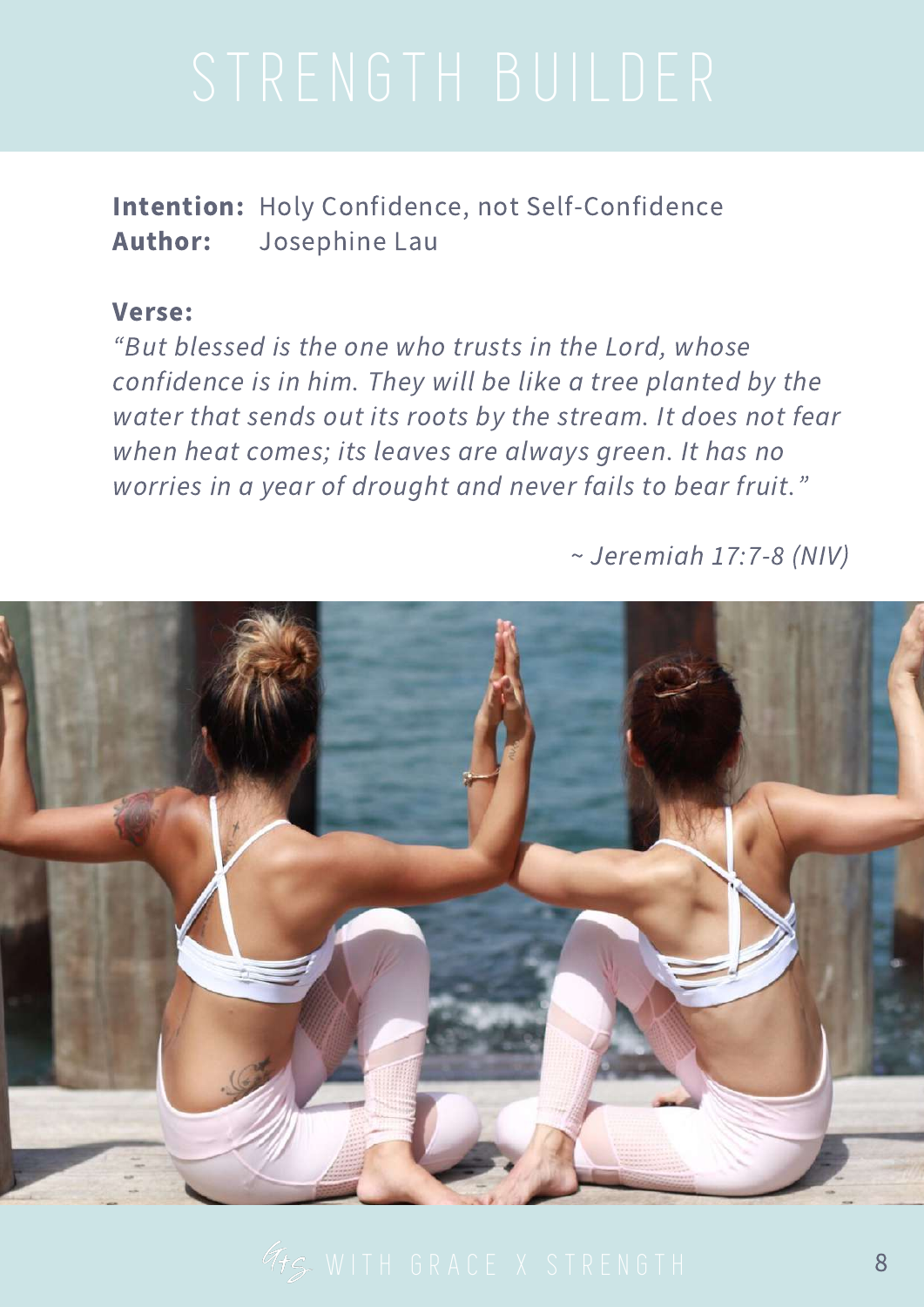# STRENGTH BUILDER

**Intention:** Holy Confidence, not Self-Confidence
**Author:** Josephine Lau

**Verse:**
*"But blessed is the one who trusts in the Lord, whose confidence is in him. They will be like a tree planted by the water that sends out its roots by the stream. It does not fear when heat comes; its leaves are always green. It has no worries in a year of drought and never fails to bear fruit."*

*~ Jeremiah 17:7-8 (NIV)*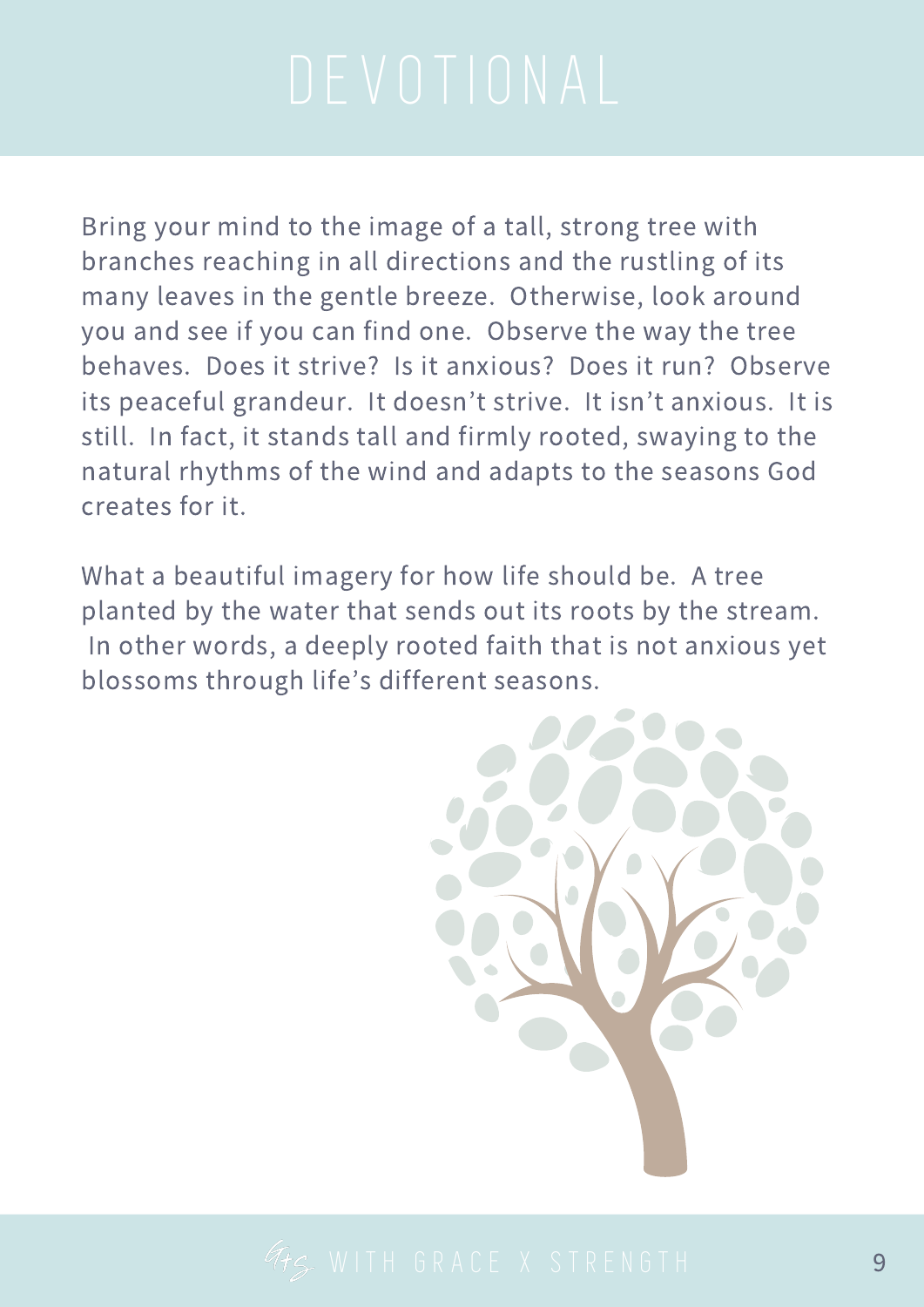# DEVOTIONAL

Bring your mind to the image of a tall, strong tree with branches reaching in all directions and the rustling of its many leaves in the gentle breeze. Otherwise, look around you and see if you can find one. Observe the way the tree behaves. Does it strive? Is it anxious? Does it run? Observe its peaceful grandeur. It doesn't strive. It isn't anxious. It is still. In fact, it stands tall and firmly rooted, swaying to the natural rhythms of the wind and adapts to the seasons God creates for it.

What a beautiful imagery for how life should be. A tree planted by the water that sends out its roots by the stream. In other words, a deeply rooted faith that is not anxious yet blossoms through life's different seasons.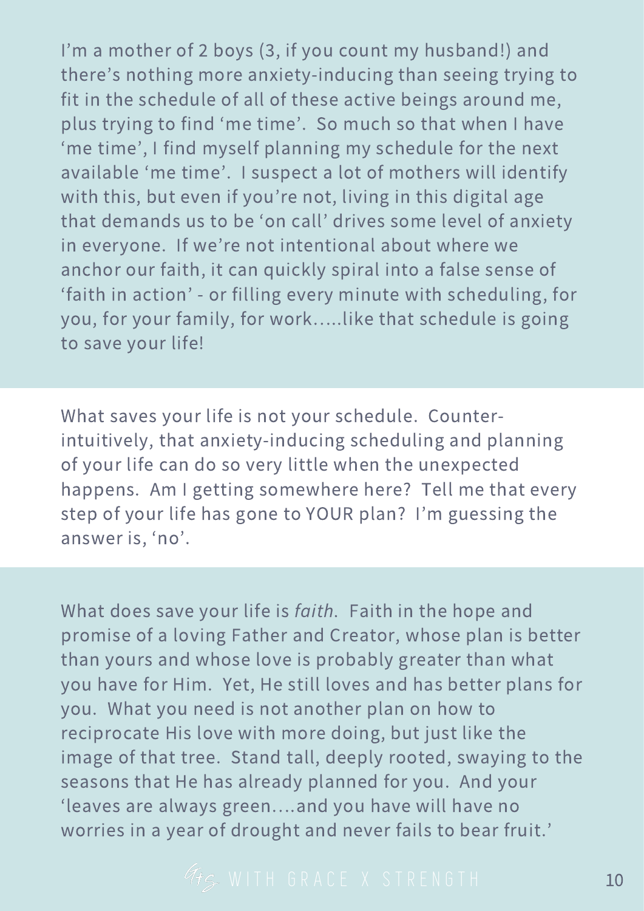I'm a mother of 2 boys (3, if you count my husband!) and there's nothing more anxiety-inducing than seeing trying to fit in the schedule of all of these active beings around me, plus trying to find 'me time'. So much so that when I have 'me time', I find myself planning my schedule for the next available 'me time'. I suspect a lot of mothers will identify with this, but even if you're not, living in this digital age that demands us to be 'on call' drives some level of anxiety in everyone. If we're not intentional about where we anchor our faith, it can quickly spiral into a false sense of 'faith in action' - or filling every minute with scheduling, for you, for your family, for work…..like that schedule is going to save your life!

What saves your life is not your schedule. Counter-intuitively, that anxiety-inducing scheduling and planning of your life can do so very little when the unexpected happens. Am I getting somewhere here? Tell me that every step of your life has gone to YOUR plan? I'm guessing the answer is, 'no'.

What does save your life is *faith*. Faith in the hope and promise of a loving Father and Creator, whose plan is better than yours and whose love is probably greater than what you have for Him. Yet, He still loves and has better plans for you. What you need is not another plan on how to reciprocate His love with more doing, but just like the image of that tree. Stand tall, deeply rooted, swaying to the seasons that He has already planned for you. And your 'leaves are always green….and you have will have no worries in a year of drought and never fails to bear fruit.'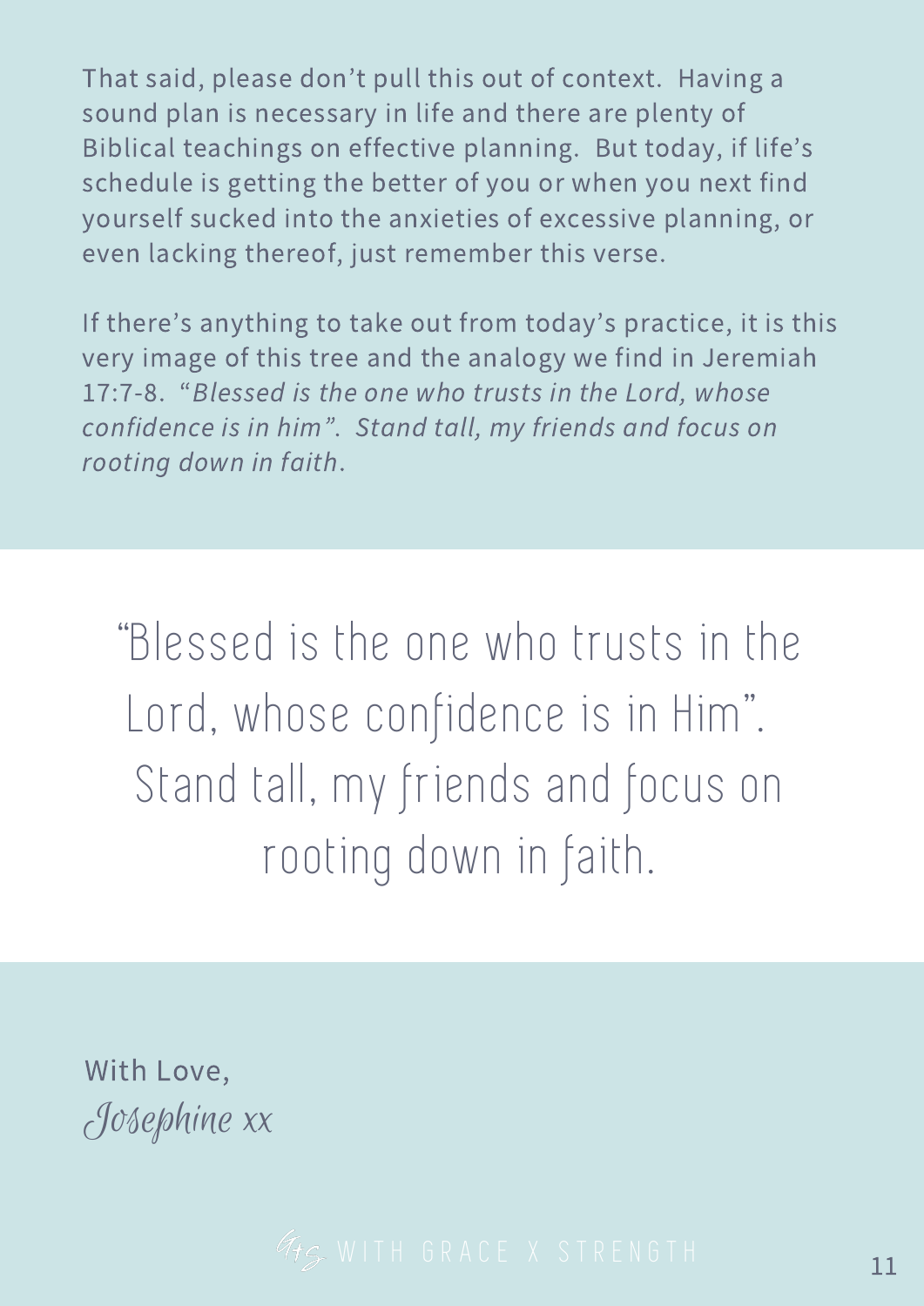That said, please don't pull this out of context. Having a sound plan is necessary in life and there are plenty of Biblical teachings on effective planning. But today, if life's schedule is getting the better of you or when you next find yourself sucked into the anxieties of excessive planning, or even lacking thereof, just remember this verse.

If there's anything to take out from today's practice, it is this very image of this tree and the analogy we find in Jeremiah 17:7-8. *"Blessed is the one who trusts in the Lord, whose confidence is in him". Stand tall, my friends and focus on rooting down in faith.*

> "Blessed is the one who trusts in the Lord, whose confidence is in Him". Stand tall, my friends and focus on rooting down in faith.

With Love,

*Josephine xx*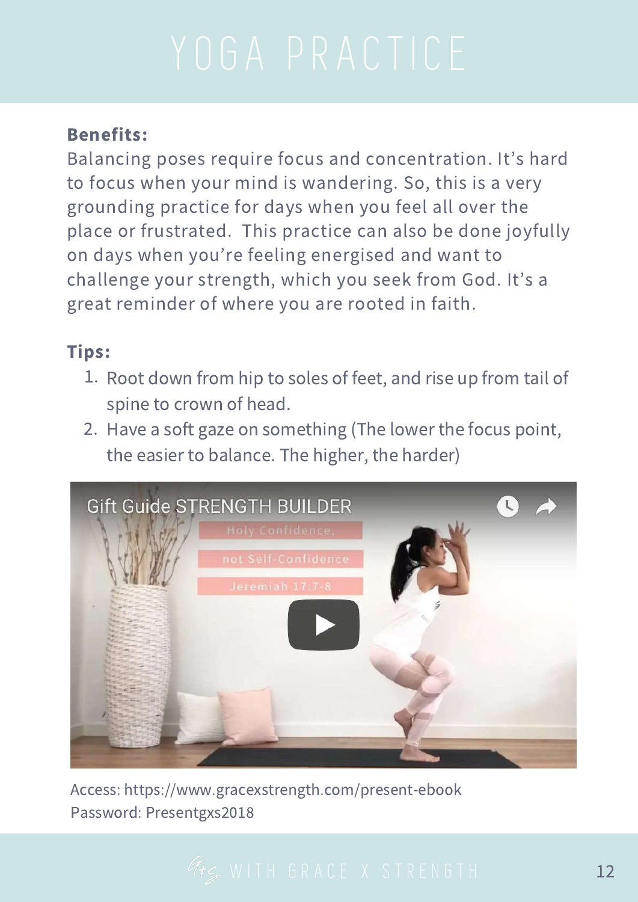# YOGA PRACTICE

**Benefits:**

Balancing poses require focus and concentration. It's hard to focus when your mind is wandering. So, this is a very grounding practice for days when you feel all over the place or frustrated. This practice can also be done joyfully on days when you're feeling energised and want to challenge your strength, which you seek from God. It's a great reminder of where you are rooted in faith.

**Tips:**

1. Root down from hip to soles of feet, and rise up from tail of spine to crown of head.
2. Have a soft gaze on something (The lower the focus point, the easier to balance. The higher, the harder)

Access: https://www.gracexstrength.com/present-ebook
Password: Presentgxs2018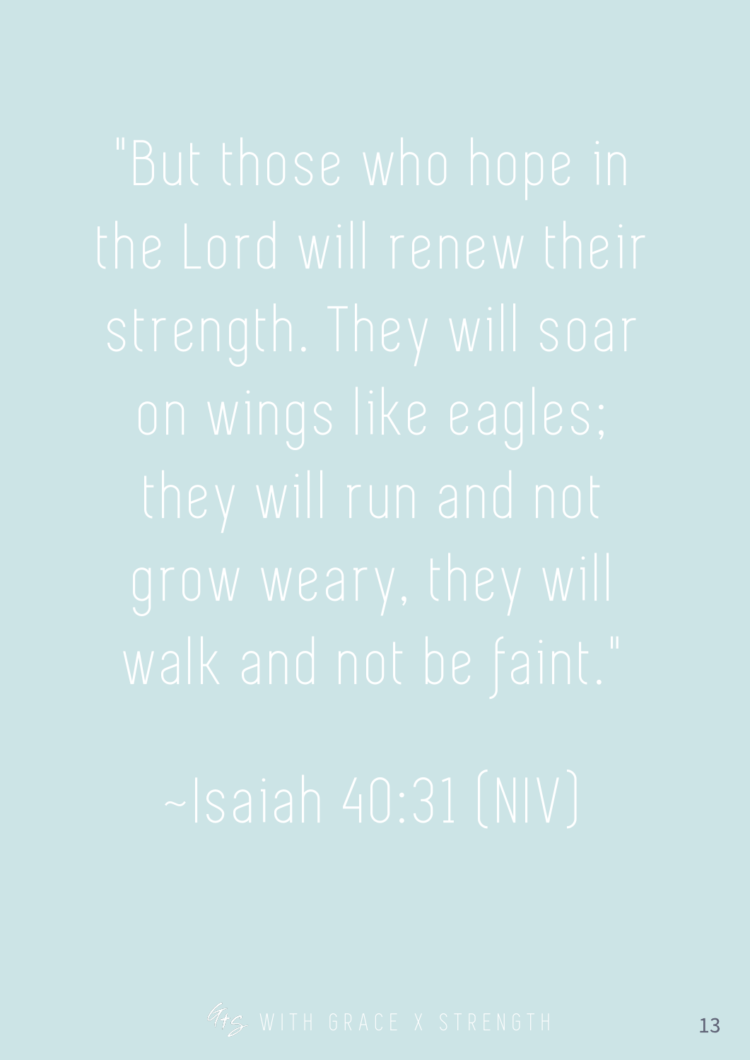"But those who hope in the Lord will renew their strength. They will soar on wings like eagles; they will run and not grow weary, they will walk and not be faint."

~Isaiah 40:31 (NIV)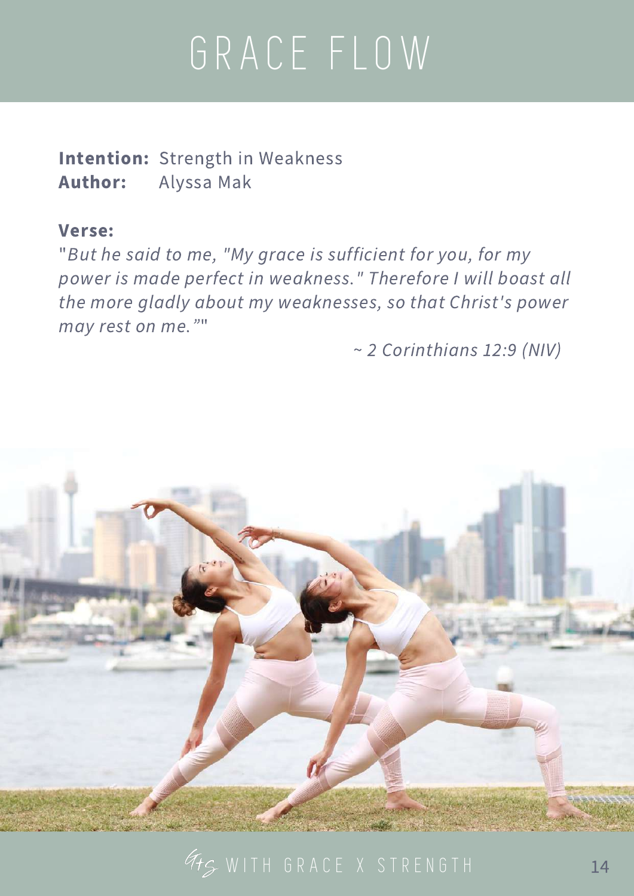# GRACE FLOW

**Intention:** Strength in Weakness
**Author:** Alyssa Mak

**Verse:**

*"But he said to me, "My grace is sufficient for you, for my power is made perfect in weakness." Therefore I will boast all the more gladly about my weaknesses, so that Christ's power may rest on me."*

*~ 2 Corinthians 12:9 (NIV)*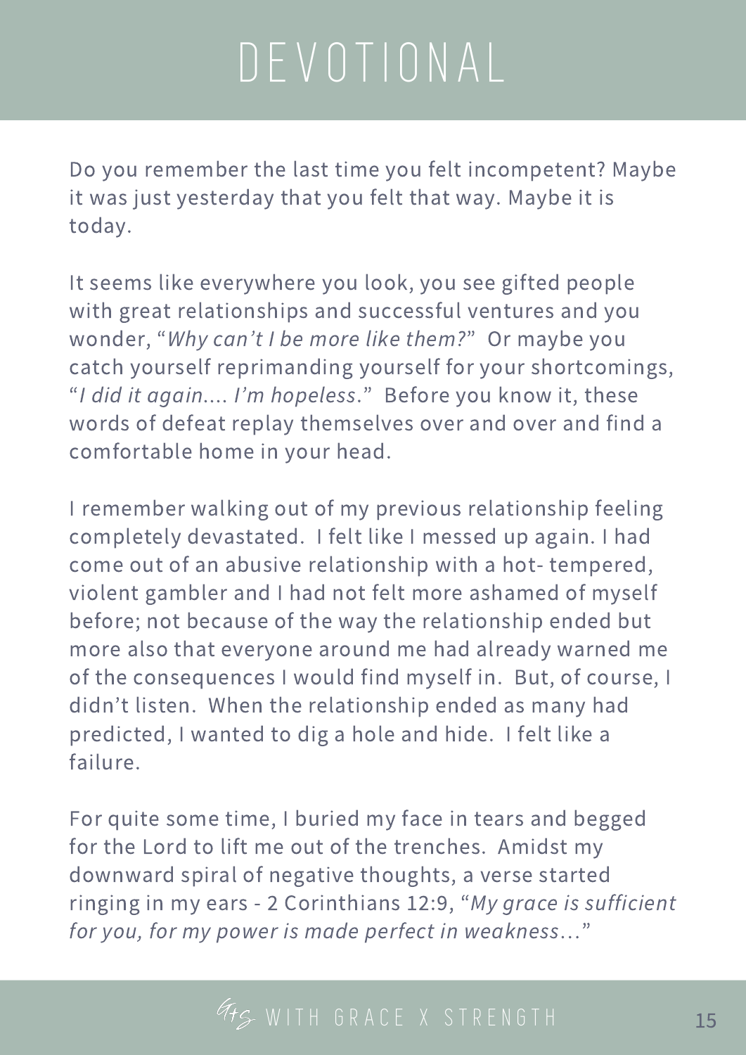# DEVOTIONAL

Do you remember the last time you felt incompetent? Maybe it was just yesterday that you felt that way. Maybe it is today.

It seems like everywhere you look, you see gifted people with great relationships and successful ventures and you wonder, "*Why can't I be more like them?*" Or maybe you catch yourself reprimanding yourself for your shortcomings, "*I did it again.... I'm hopeless*." Before you know it, these words of defeat replay themselves over and over and find a comfortable home in your head.

I remember walking out of my previous relationship feeling completely devastated. I felt like I messed up again. I had come out of an abusive relationship with a hot- tempered, violent gambler and I had not felt more ashamed of myself before; not because of the way the relationship ended but more also that everyone around me had already warned me of the consequences I would find myself in. But, of course, I didn't listen. When the relationship ended as many had predicted, I wanted to dig a hole and hide. I felt like a failure.

For quite some time, I buried my face in tears and begged for the Lord to lift me out of the trenches. Amidst my downward spiral of negative thoughts, a verse started ringing in my ears - 2 Corinthians 12:9, "*My grace is sufficient for you, for my power is made perfect in weakness…*"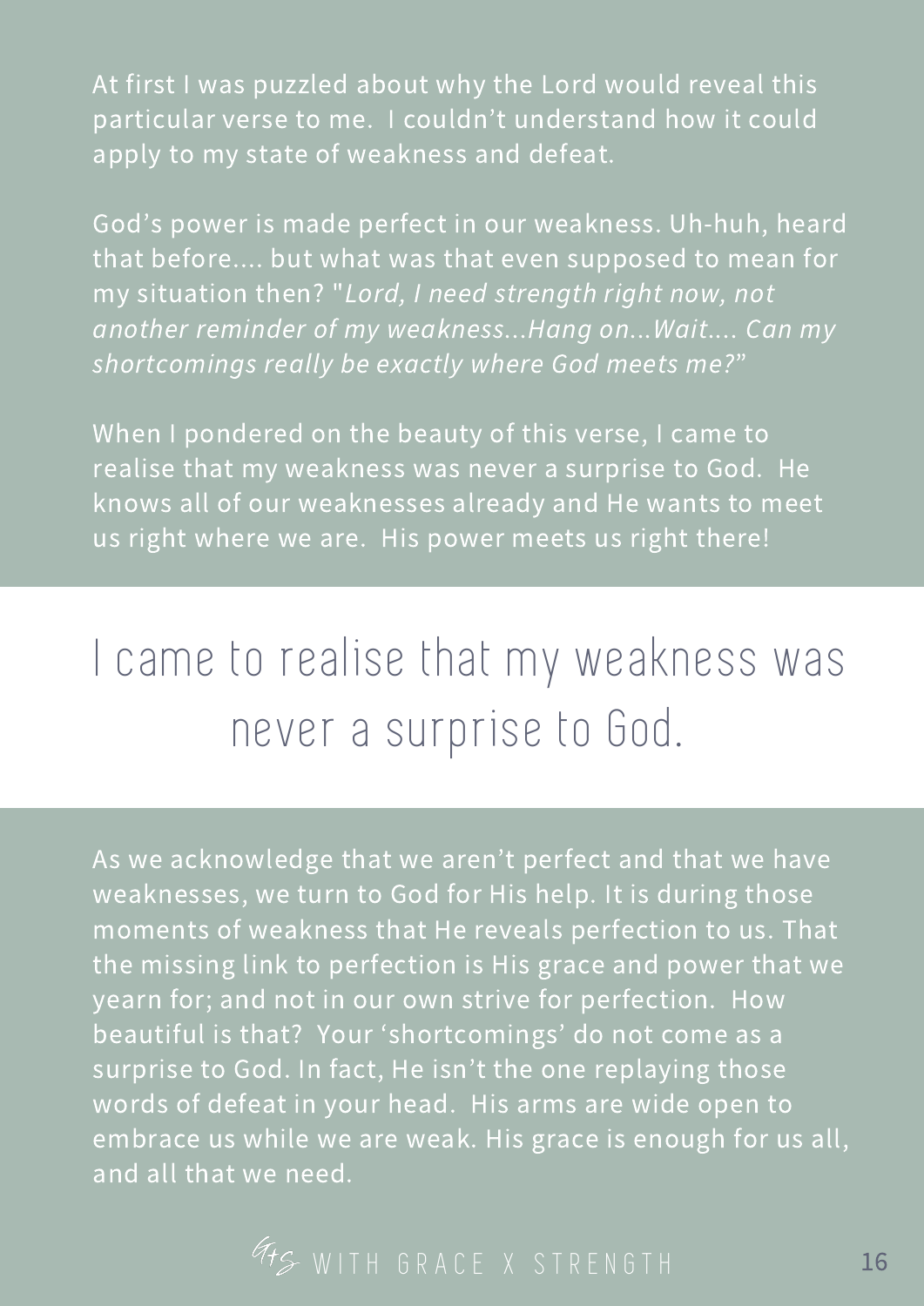At first I was puzzled about why the Lord would reveal this particular verse to me. I couldn't understand how it could apply to my state of weakness and defeat.

God's power is made perfect in our weakness. Uh-huh, heard that before.... but what was that even supposed to mean for my situation then? "*Lord, I need strength right now, not another reminder of my weakness...Hang on...Wait.... Can my shortcomings really be exactly where God meets me?*"

When I pondered on the beauty of this verse, I came to realise that my weakness was never a surprise to God. He knows all of our weaknesses already and He wants to meet us right where we are. His power meets us right there!

> I came to realise that my weakness was never a surprise to God.

As we acknowledge that we aren't perfect and that we have weaknesses, we turn to God for His help. It is during those moments of weakness that He reveals perfection to us. That the missing link to perfection is His grace and power that we yearn for; and not in our own strive for perfection. How beautiful is that? Your 'shortcomings' do not come as a surprise to God. In fact, He isn't the one replaying those words of defeat in your head. His arms are wide open to embrace us while we are weak. His grace is enough for us all, and all that we need.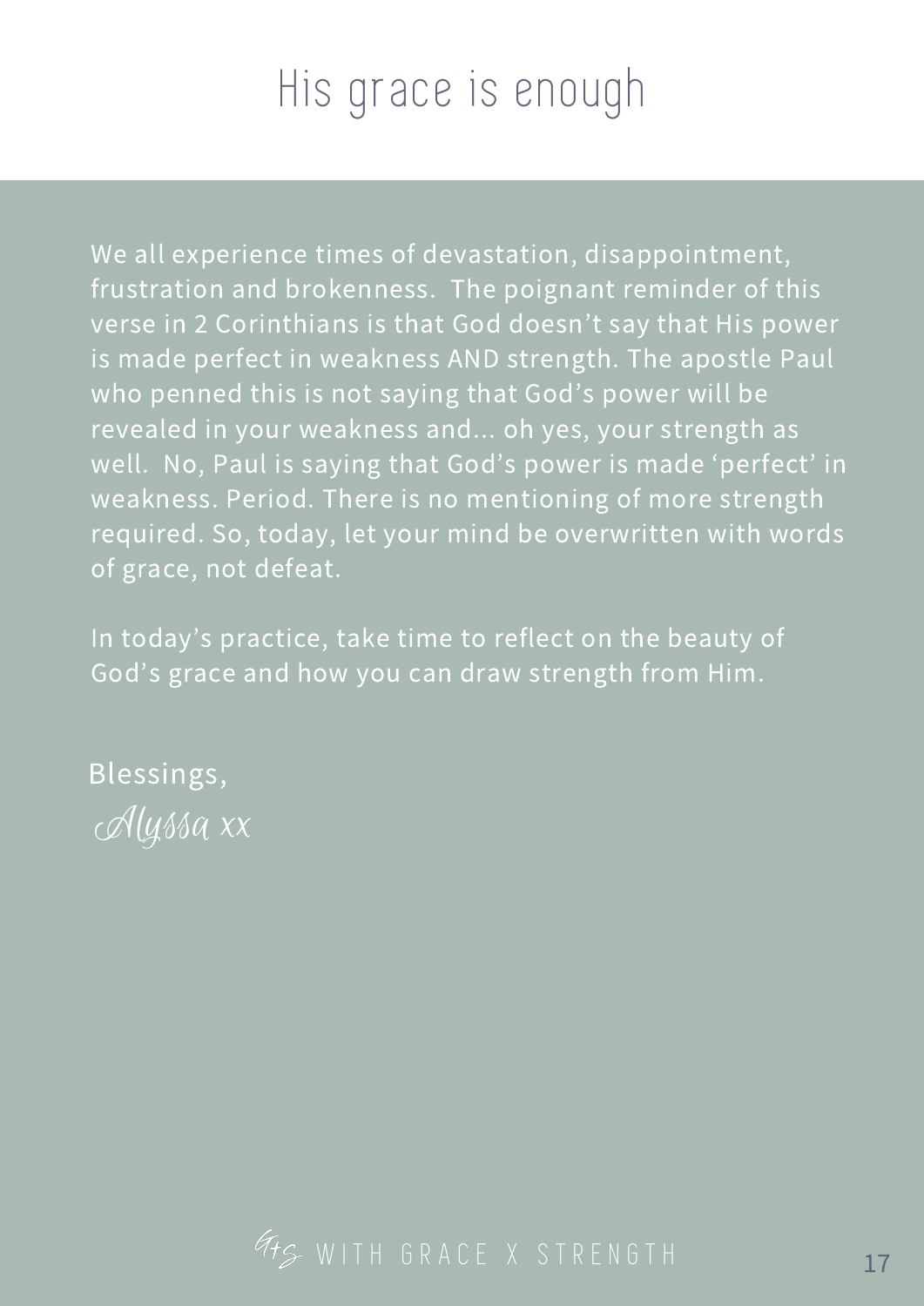# His grace is enough

We all experience times of devastation, disappointment, frustration and brokenness. The poignant reminder of this verse in 2 Corinthians is that God doesn't say that His power is made perfect in weakness AND strength. The apostle Paul who penned this is not saying that God's power will be revealed in your weakness and... oh yes, your strength as well. No, Paul is saying that God's power is made 'perfect' in weakness. Period. There is no mentioning of more strength required. So, today, let your mind be overwritten with words of grace, not defeat.

In today's practice, take time to reflect on the beauty of God's grace and how you can draw strength from Him.

Blessings,

*Alyssa xx*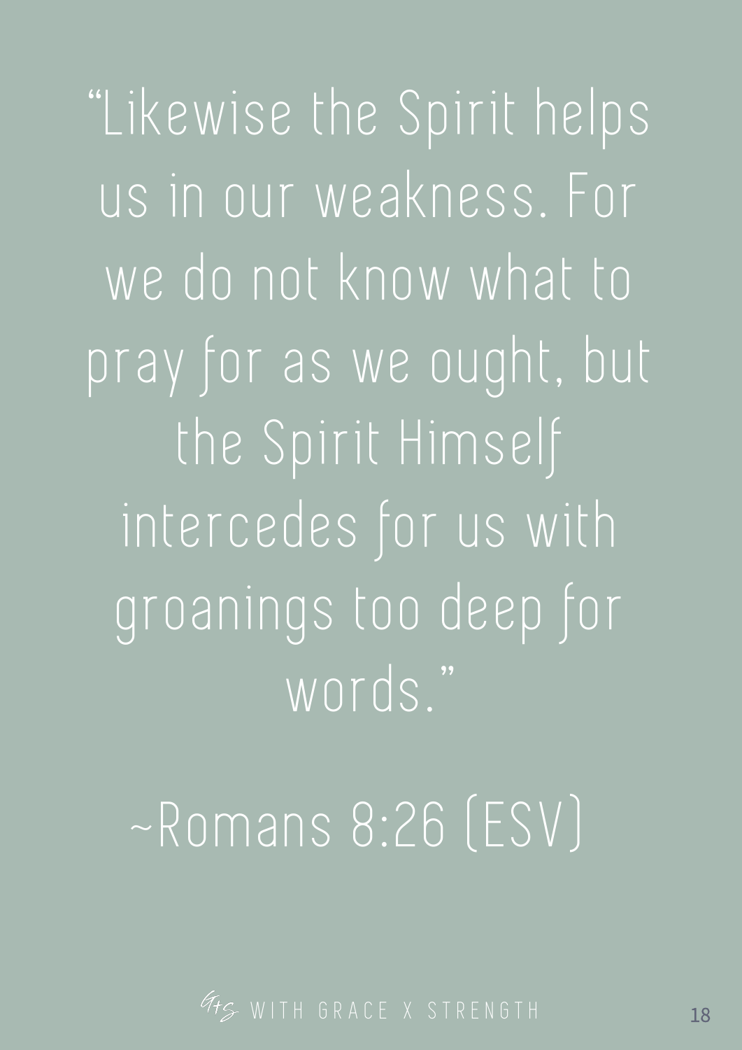"Likewise the Spirit helps us in our weakness. For we do not know what to pray for as we ought, but the Spirit Himself intercedes for us with groanings too deep for words."

~Romans 8:26 (ESV)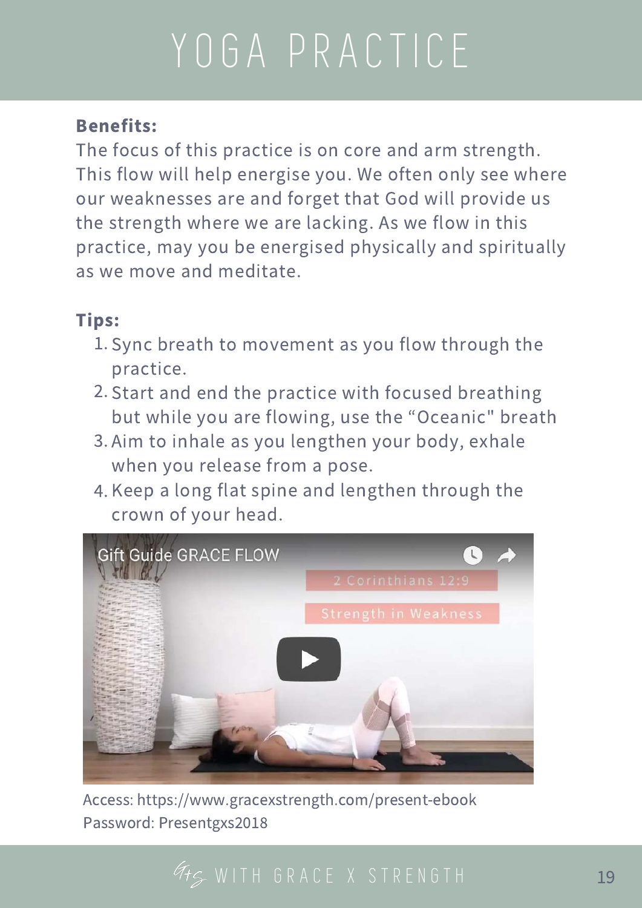# YOGA PRACTICE

**Benefits:**

The focus of this practice is on core and arm strength. This flow will help energise you. We often only see where our weaknesses are and forget that God will provide us the strength where we are lacking. As we flow in this practice, may you be energised physically and spiritually as we move and meditate.

**Tips:**

1. Sync breath to movement as you flow through the practice.
2. Start and end the practice with focused breathing but while you are flowing, use the “Oceanic" breath
3. Aim to inhale as you lengthen your body, exhale when you release from a pose.
4. Keep a long flat spine and lengthen through the crown of your head.

Access: https://www.gracexstrength.com/present-ebook
Password: Presentgxs2018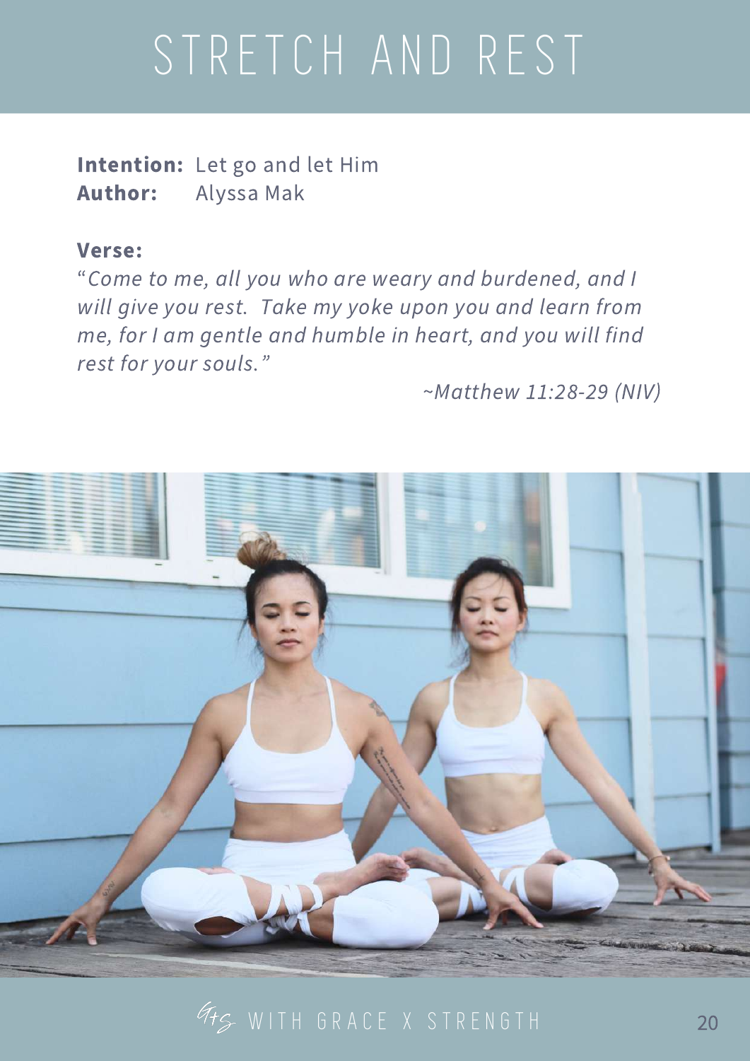# STRETCH AND REST

**Intention:** Let go and let Him
**Author:** Alyssa Mak

**Verse:**
*"Come to me, all you who are weary and burdened, and I will give you rest. Take my yoke upon you and learn from me, for I am gentle and humble in heart, and you will find rest for your souls."*

*~Matthew 11:28-29 (NIV)*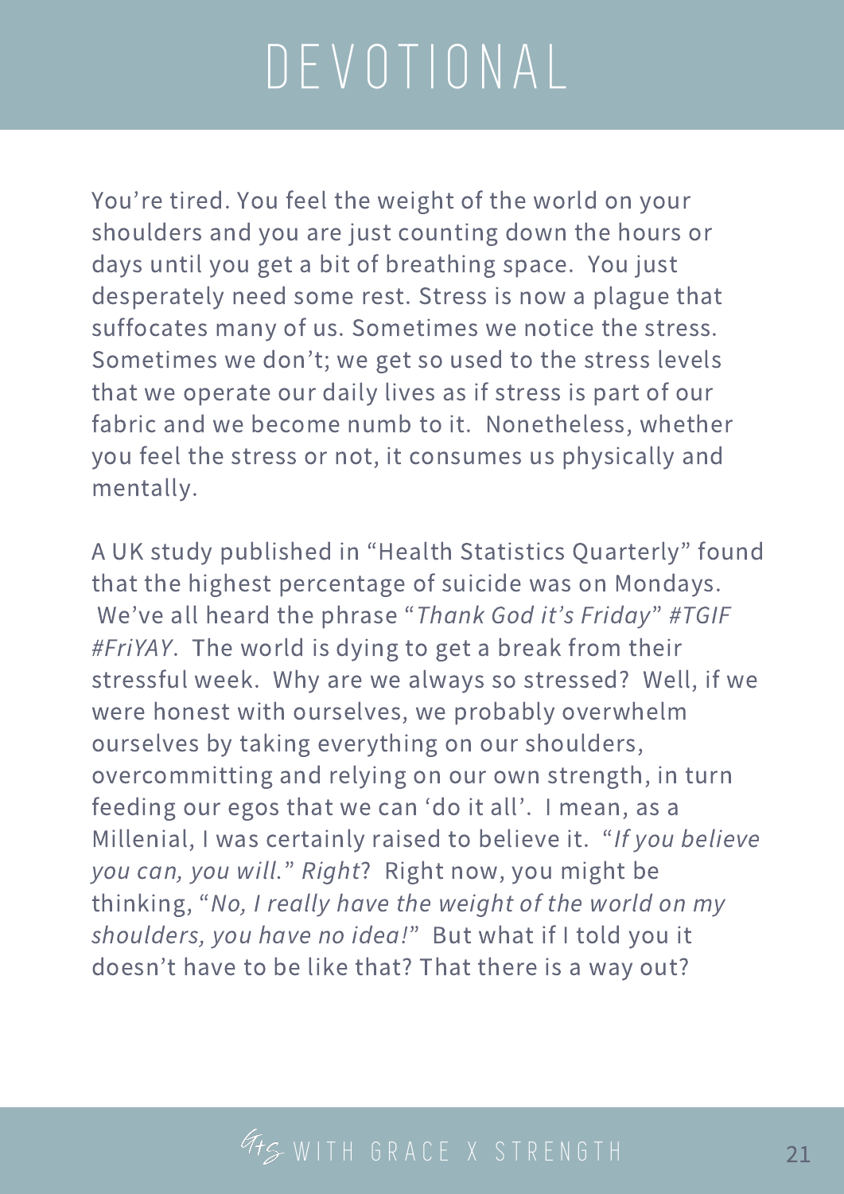# DEVOTIONAL

You're tired. You feel the weight of the world on your shoulders and you are just counting down the hours or days until you get a bit of breathing space. You just desperately need some rest. Stress is now a plague that suffocates many of us. Sometimes we notice the stress. Sometimes we don't; we get so used to the stress levels that we operate our daily lives as if stress is part of our fabric and we become numb to it. Nonetheless, whether you feel the stress or not, it consumes us physically and mentally.

A UK study published in "Health Statistics Quarterly" found that the highest percentage of suicide was on Mondays. We've all heard the phrase "*Thank God it's Friday*" *#TGIF #FriYAY*. The world is dying to get a break from their stressful week. Why are we always so stressed? Well, if we were honest with ourselves, we probably overwhelm ourselves by taking everything on our shoulders, overcommitting and relying on our own strength, in turn feeding our egos that we can 'do it all'. I mean, as a Millenial, I was certainly raised to believe it. "*If you believe you can, you will.*" *Right*? Right now, you might be thinking, "*No, I really have the weight of the world on my shoulders, you have no idea!*" But what if I told you it doesn't have to be like that? That there is a way out?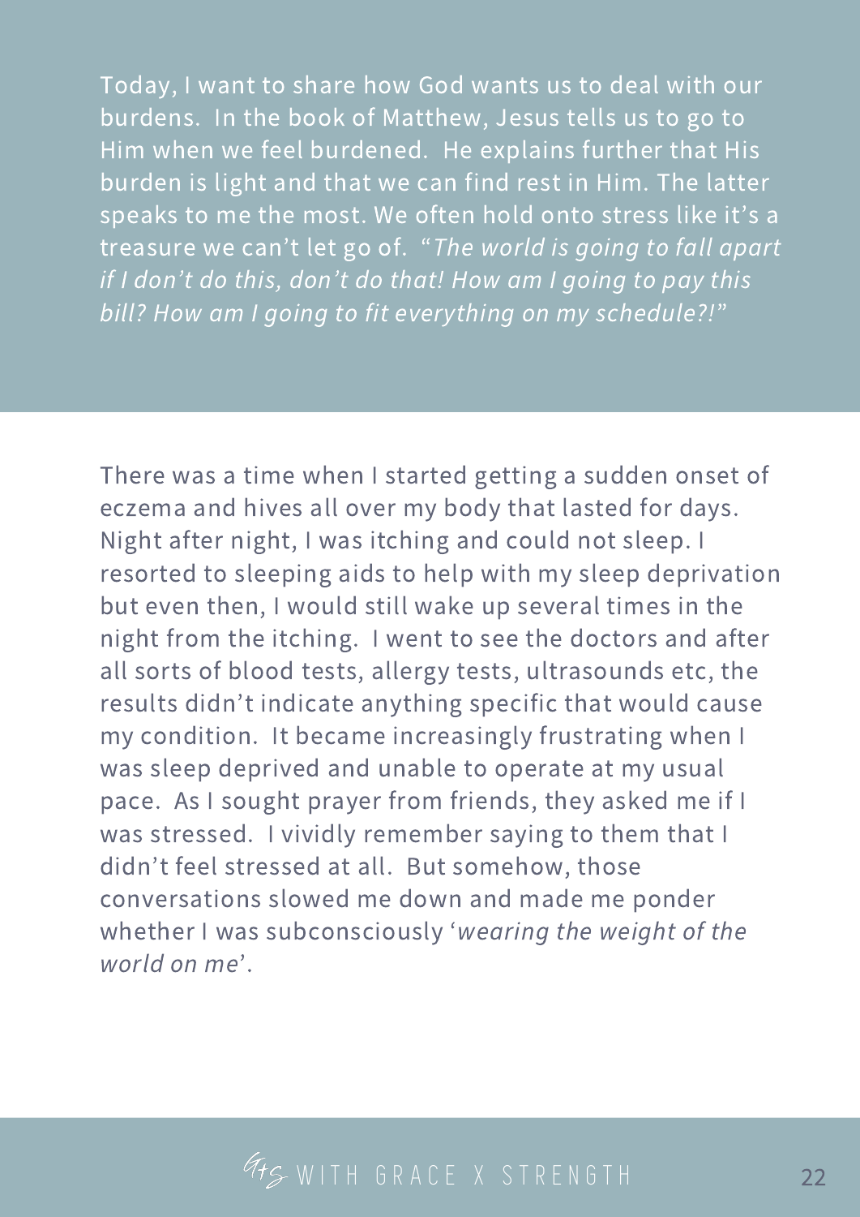Today, I want to share how God wants us to deal with our burdens. In the book of Matthew, Jesus tells us to go to Him when we feel burdened. He explains further that His burden is light and that we can find rest in Him. The latter speaks to me the most. We often hold onto stress like it's a treasure we can't let go of. "*The world is going to fall apart if I don't do this, don't do that! How am I going to pay this bill? How am I going to fit everything on my schedule?!*"

There was a time when I started getting a sudden onset of eczema and hives all over my body that lasted for days. Night after night, I was itching and could not sleep. I resorted to sleeping aids to help with my sleep deprivation but even then, I would still wake up several times in the night from the itching. I went to see the doctors and after all sorts of blood tests, allergy tests, ultrasounds etc, the results didn't indicate anything specific that would cause my condition. It became increasingly frustrating when I was sleep deprived and unable to operate at my usual pace. As I sought prayer from friends, they asked me if I was stressed. I vividly remember saying to them that I didn't feel stressed at all. But somehow, those conversations slowed me down and made me ponder whether I was subconsciously '*wearing the weight of the world on me*'.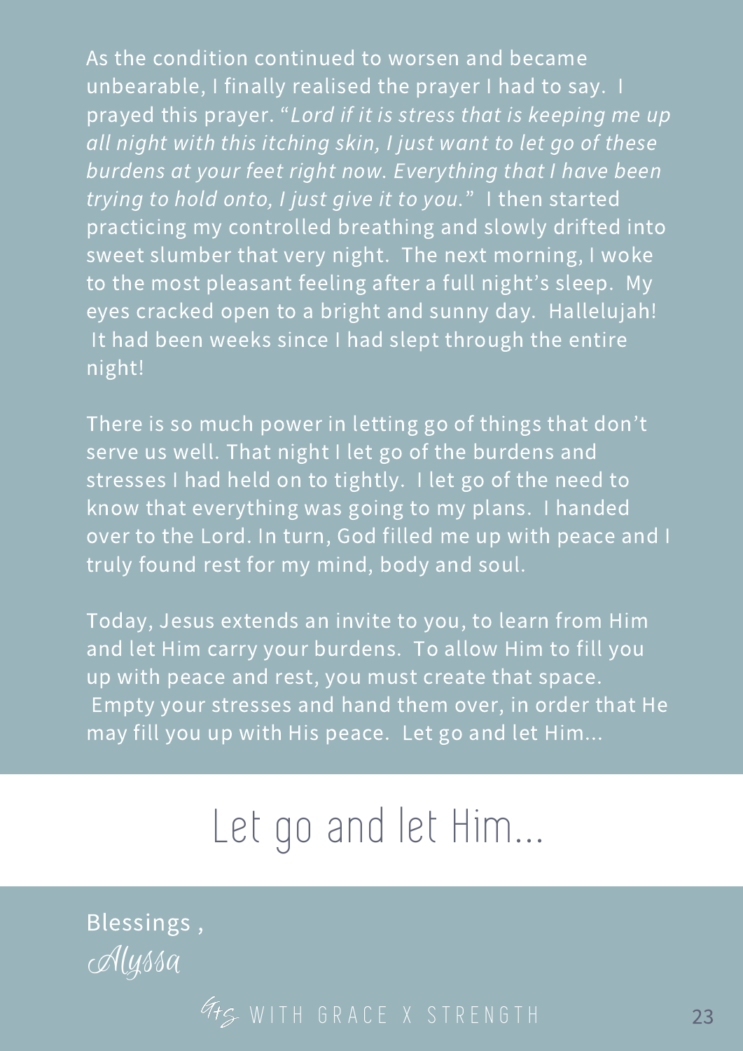As the condition continued to worsen and became unbearable, I finally realised the prayer I had to say. I prayed this prayer. "*Lord if it is stress that is keeping me up all night with this itching skin, I just want to let go of these burdens at your feet right now. Everything that I have been trying to hold onto, I just give it to you.*" I then started practicing my controlled breathing and slowly drifted into sweet slumber that very night. The next morning, I woke to the most pleasant feeling after a full night's sleep. My eyes cracked open to a bright and sunny day. Hallelujah! It had been weeks since I had slept through the entire night!

There is so much power in letting go of things that don't serve us well. That night I let go of the burdens and stresses I had held on to tightly. I let go of the need to know that everything was going to my plans. I handed over to the Lord. In turn, God filled me up with peace and I truly found rest for my mind, body and soul.

Today, Jesus extends an invite to you, to learn from Him and let Him carry your burdens. To allow Him to fill you up with peace and rest, you must create that space. Empty your stresses and hand them over, in order that He may fill you up with His peace. Let go and let Him...

# Let go and let Him...

Blessings ,

Alyssa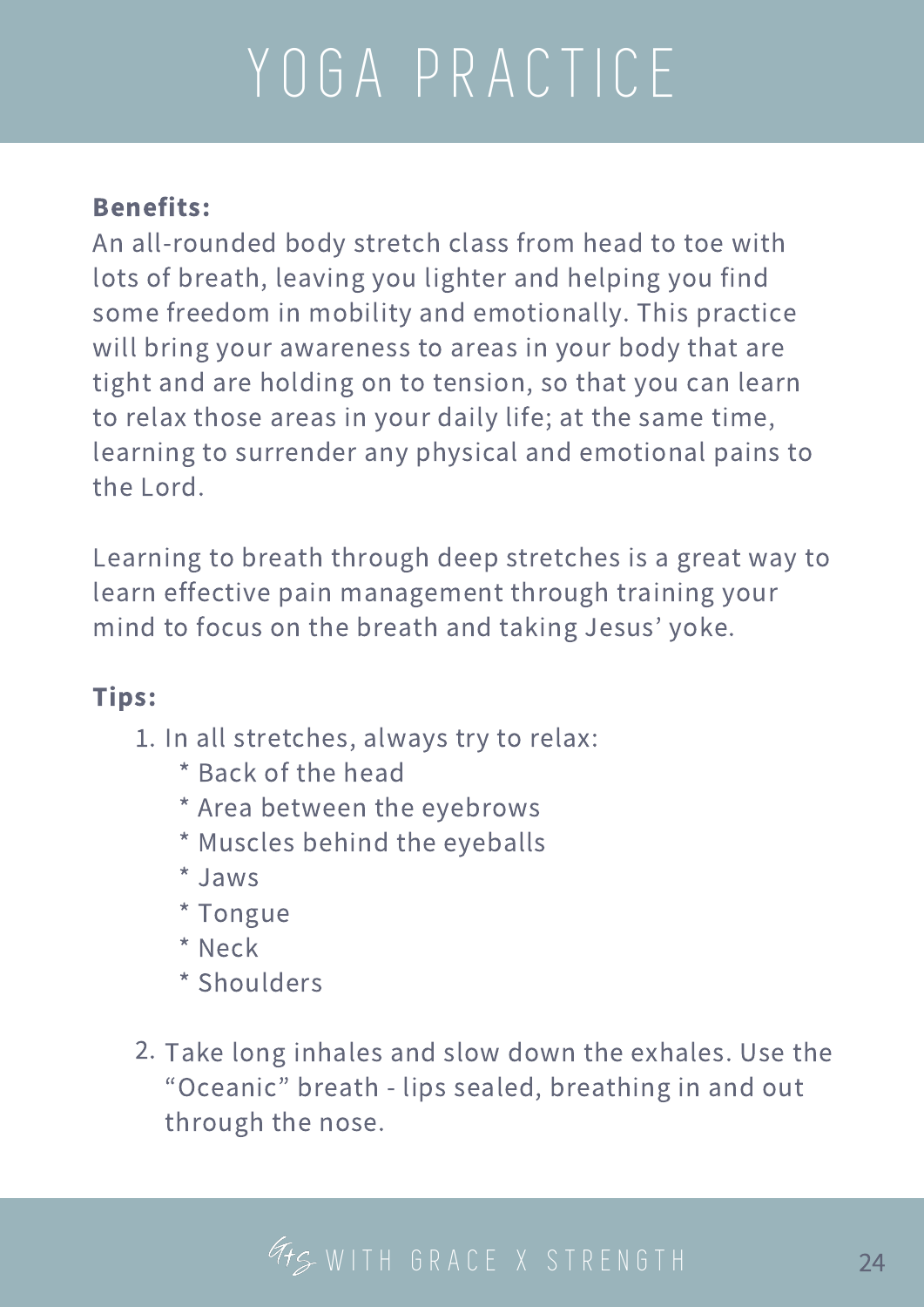# YOGA PRACTICE

**Benefits:**
An all-rounded body stretch class from head to toe with lots of breath, leaving you lighter and helping you find some freedom in mobility and emotionally. This practice will bring your awareness to areas in your body that are tight and are holding on to tension, so that you can learn to relax those areas in your daily life; at the same time, learning to surrender any physical and emotional pains to the Lord.

Learning to breath through deep stretches is a great way to learn effective pain management through training your mind to focus on the breath and taking Jesus' yoke.

**Tips:**

1. In all stretches, always try to relax:
   * Back of the head
   * Area between the eyebrows
   * Muscles behind the eyeballs
   * Jaws
   * Tongue
   * Neck
   * Shoulders

2. Take long inhales and slow down the exhales. Use the "Oceanic" breath - lips sealed, breathing in and out through the nose.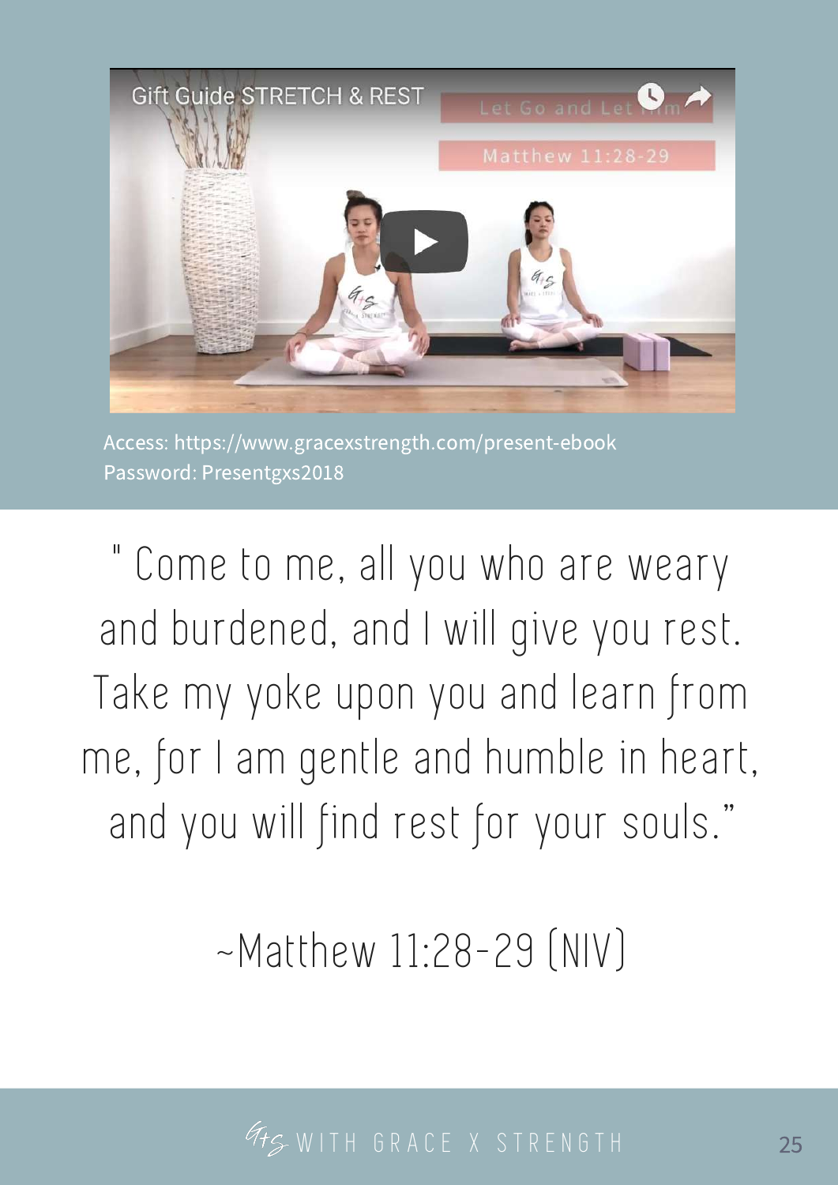Access: https://www.gracexstrength.com/present-ebook
Password: Presentgxs2018

" Come to me, all you who are weary and burdened, and I will give you rest. Take my yoke upon you and learn from me, for I am gentle and humble in heart, and you will find rest for your souls."

~Matthew 11:28-29 (NIV)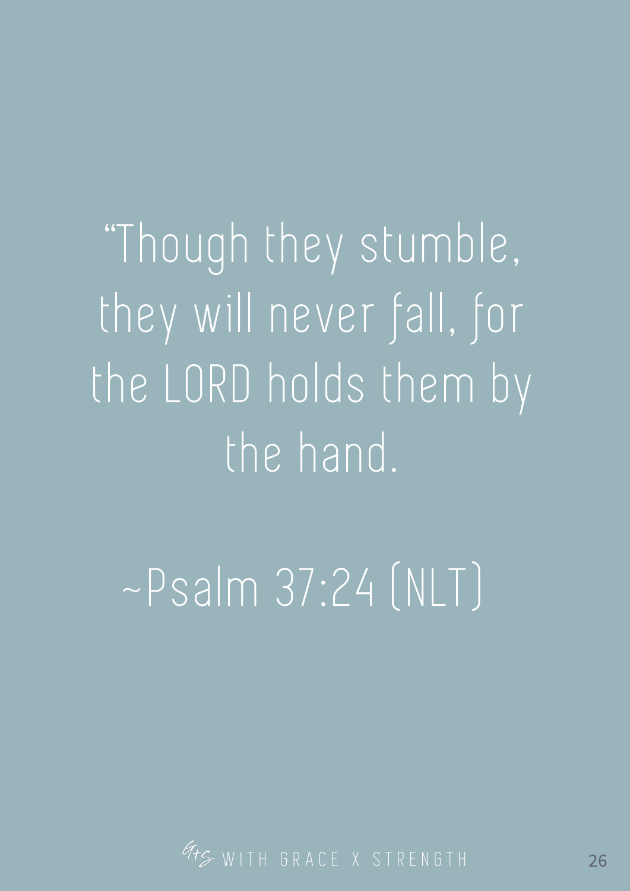"Though they stumble, they will never fall, for the LORD holds them by the hand.

~Psalm 37:24 (NLT)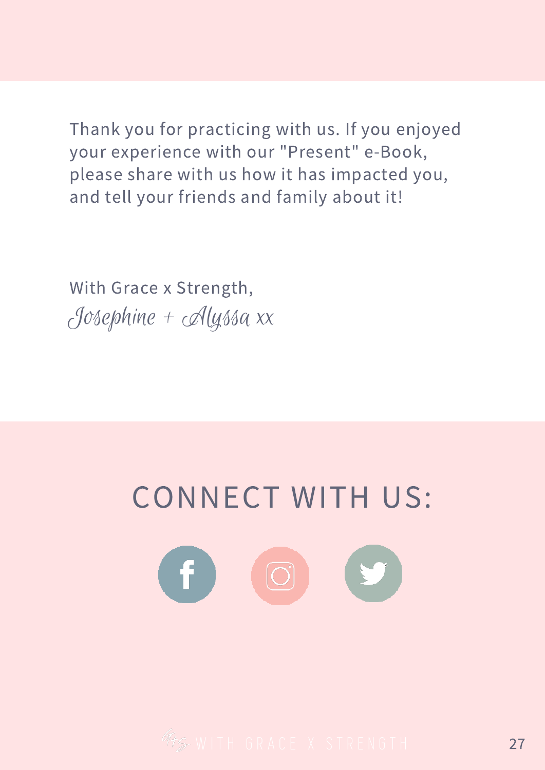Thank you for practicing with us. If you enjoyed your experience with our "Present" e-Book, please share with us how it has impacted you, and tell your friends and family about it!

With Grace x Strength,

*Josephine + Alyssa xx*

## CONNECT WITH US: